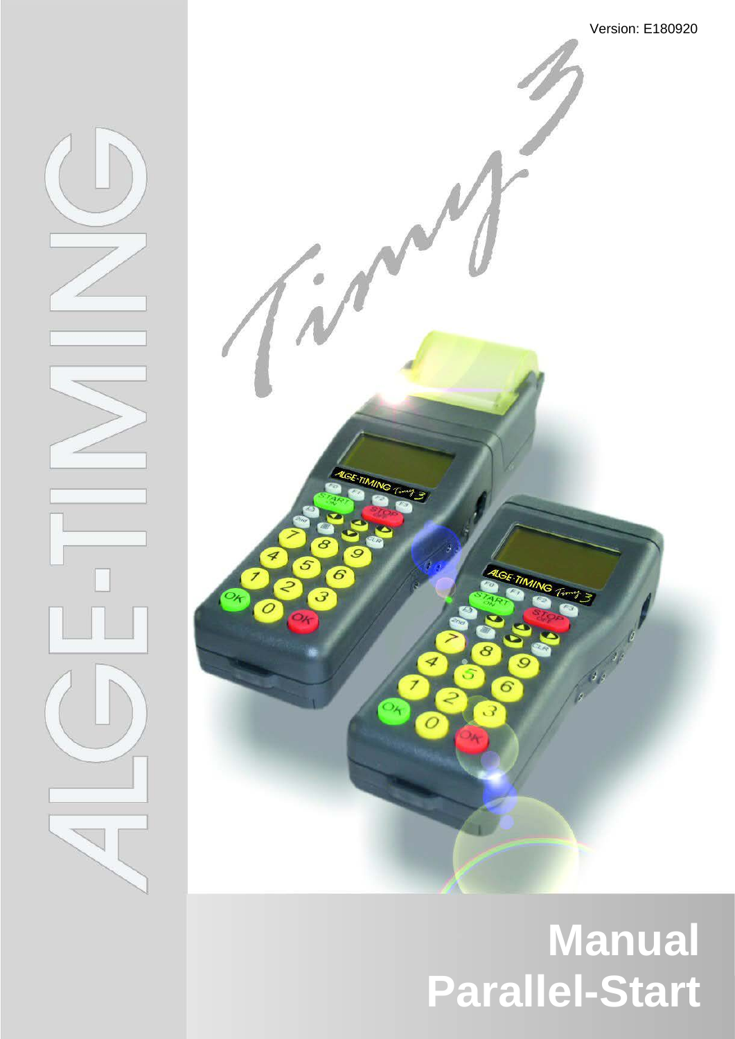Version: E180920

# Manual Parallel-Start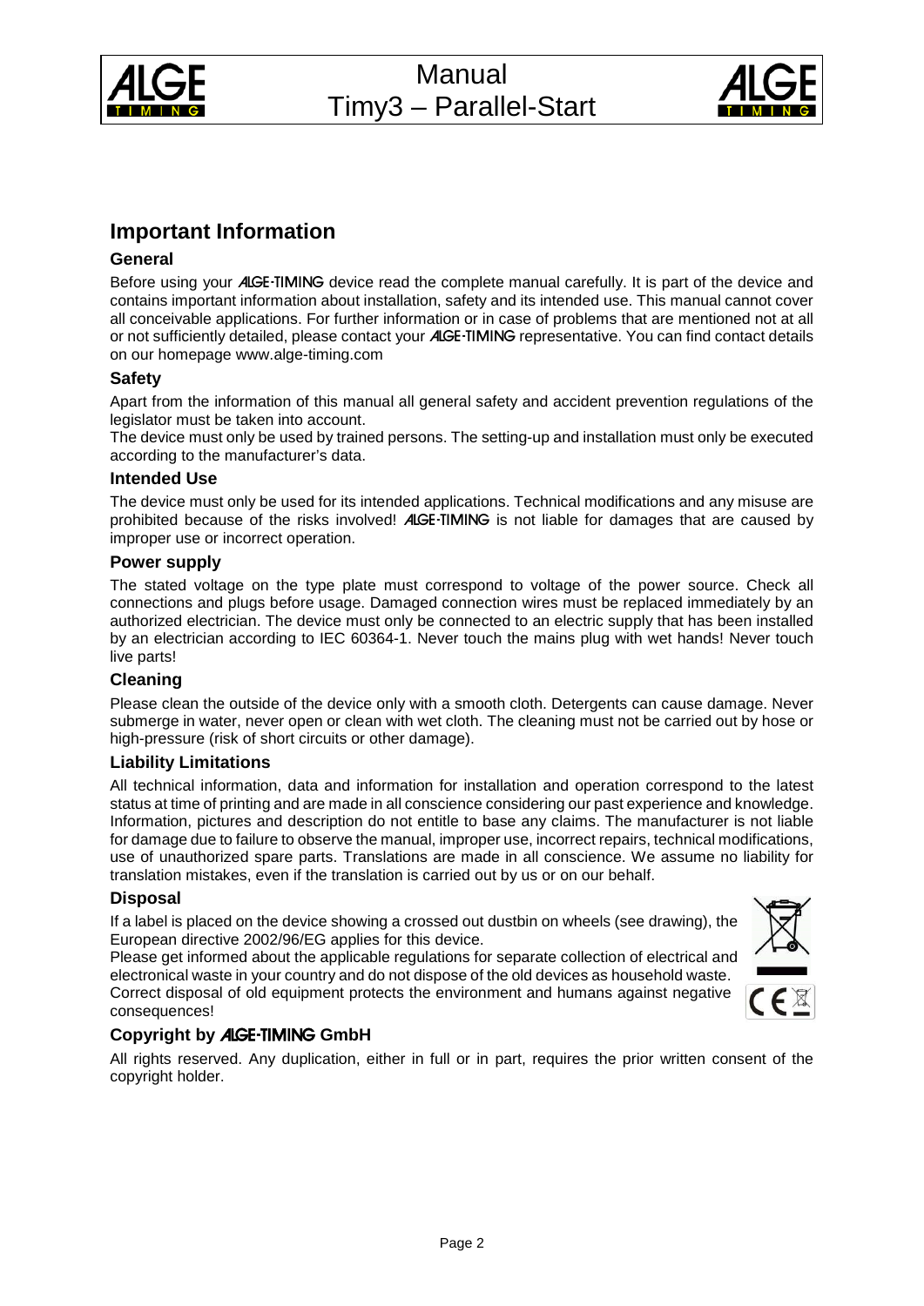# Important Information

## General

Before using your ALGE-TIMING device read the complete manual carefully. It is part of the device and contains important information about installation, safety and its intended use. This manual cannot cover all conceivable applications. For further information or in case of problems that are mentioned not at all or not sufficiently detailed, please contact your ALGE-TIMING representative. You can find contact details on our homepage www.alge-timing.com

## Safety

Apart from the information of this manual all general safety and accident prevention regulations of the legislator must be taken into account.
The device must only be used by trained persons. The setting-up and installation must only be executed according to the manufacturer's data.

## Intended Use

The device must only be used for its intended applications. Technical modifications and any misuse are prohibited because of the risks involved! ALGE-TIMING is not liable for damages that are caused by improper use or incorrect operation.

## Power supply

The stated voltage on the type plate must correspond to voltage of the power source. Check all connections and plugs before usage. Damaged connection wires must be replaced immediately by an authorized electrician. The device must only be connected to an electric supply that has been installed by an electrician according to IEC 60364-1. Never touch the mains plug with wet hands! Never touch live parts!

## Cleaning

Please clean the outside of the device only with a smooth cloth. Detergents can cause damage. Never submerge in water, never open or clean with wet cloth. The cleaning must not be carried out by hose or high-pressure (risk of short circuits or other damage).

## Liability Limitations

All technical information, data and information for installation and operation correspond to the latest status at time of printing and are made in all conscience considering our past experience and knowledge. Information, pictures and description do not entitle to base any claims. The manufacturer is not liable for damage due to failure to observe the manual, improper use, incorrect repairs, technical modifications, use of unauthorized spare parts. Translations are made in all conscience. We assume no liability for translation mistakes, even if the translation is carried out by us or on our behalf.

## Disposal

If a label is placed on the device showing a crossed out dustbin on wheels (see drawing), the European directive 2002/96/EG applies for this device.
Please get informed about the applicable regulations for separate collection of electrical and electronical waste in your country and do not dispose of the old devices as household waste. Correct disposal of old equipment protects the environment and humans against negative consequences!

## Copyright by ALGE-TIMING GmbH

All rights reserved. Any duplication, either in full or in part, requires the prior written consent of the copyright holder.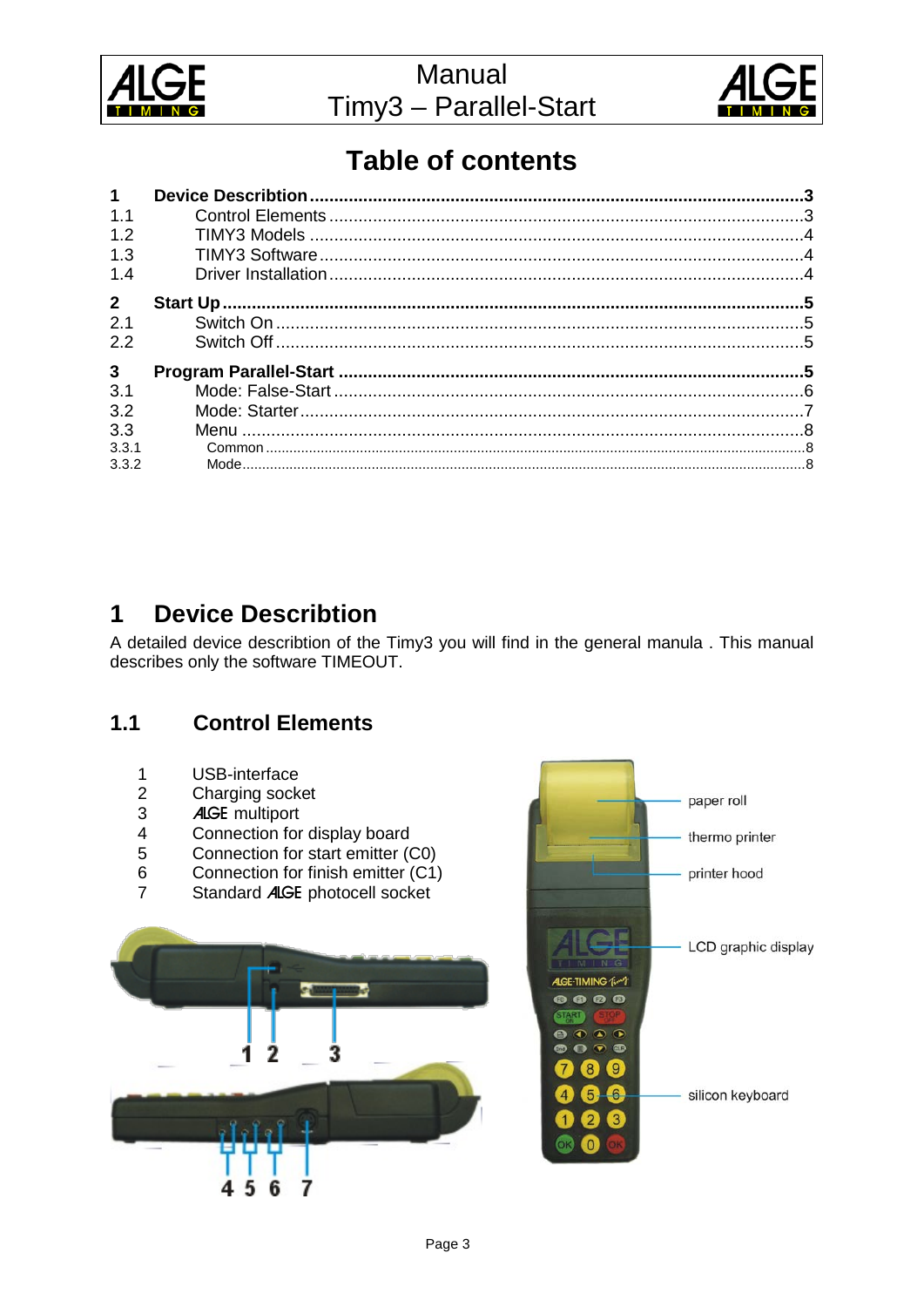# Table of contents

| | | |
|---|---|---|
| **1** | **Device Describtion** | **3** |
| 1.1 | Control Elements | 3 |
| 1.2 | TIMY3 Models | 4 |
| 1.3 | TIMY3 Software | 4 |
| 1.4 | Driver Installation | 4 |
| **2** | **Start Up** | **5** |
| 2.1 | Switch On | 5 |
| 2.2 | Switch Off | 5 |
| **3** | **Program Parallel-Start** | **5** |
| 3.1 | Mode: False-Start | 6 |
| 3.2 | Mode: Starter | 7 |
| 3.3 | Menu | 8 |
| 3.3.1 | Common | 8 |
| 3.3.2 | Mode | 8 |

# 1 Device Describtion

A detailed device describtion of the Timy3 you will find in the general manula . This manual describes only the software TIMEOUT.

## 1.1 Control Elements

1. USB-interface
2. Charging socket
3. ALGE multiport
4. Connection for display board
5. Connection for start emitter (C0)
6. Connection for finish emitter (C1)
7. Standard ALGE photocell socket

paper roll
thermo printer
printer hood
LCD graphic display
silicon keyboard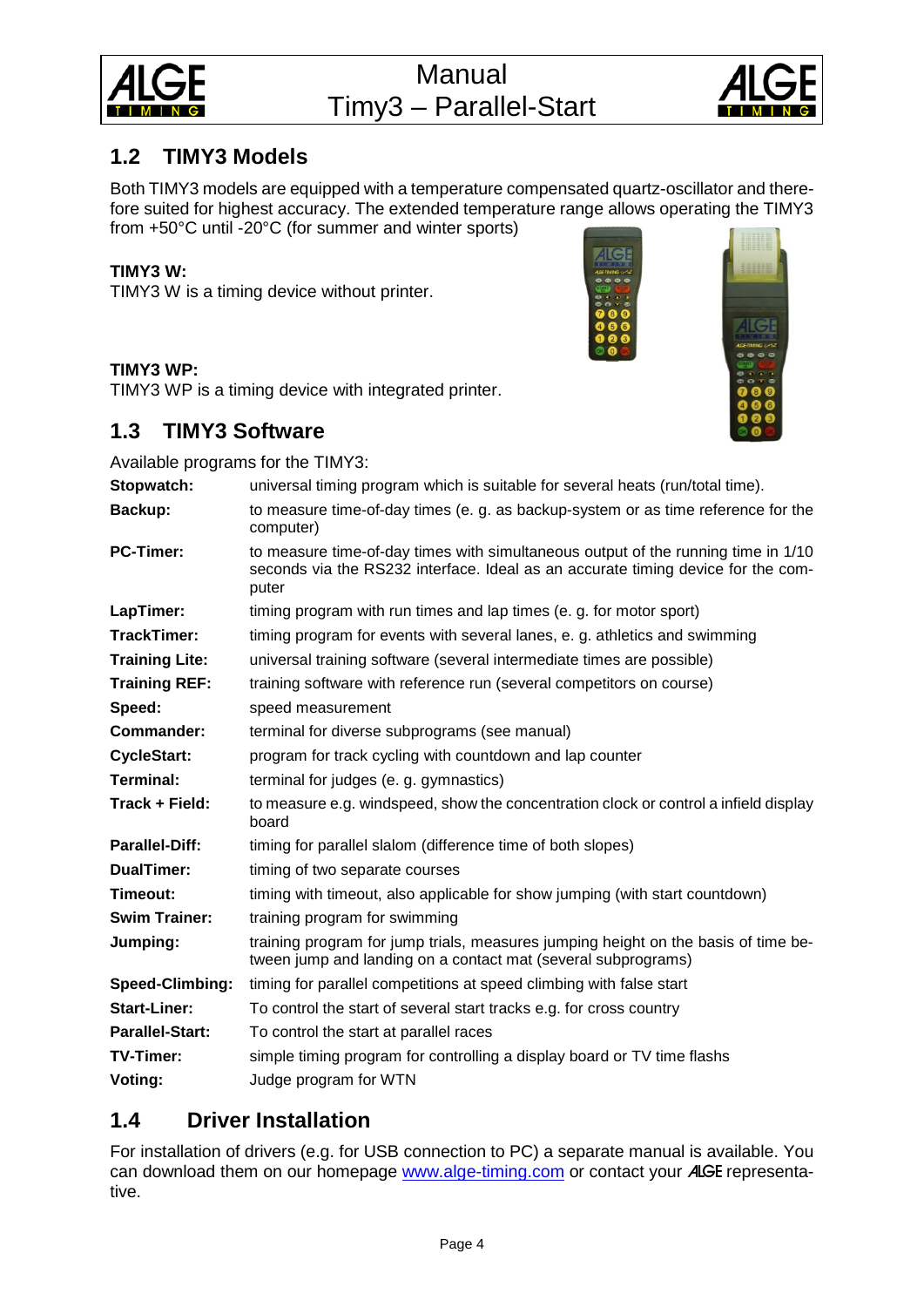## 1.2 TIMY3 Models

Both TIMY3 models are equipped with a temperature compensated quartz-oscillator and therefore suited for highest accuracy. The extended temperature range allows operating the TIMY3 from +50°C until -20°C (for summer and winter sports)

**TIMY3 W:**
TIMY3 W is a timing device without printer.

**TIMY3 WP:**
TIMY3 WP is a timing device with integrated printer.

## 1.3 TIMY3 Software

Available programs for the TIMY3:

| | |
|---|---|
| **Stopwatch:** | universal timing program which is suitable for several heats (run/total time). |
| **Backup:** | to measure time-of-day times (e. g. as backup-system or as time reference for the computer) |
| **PC-Timer:** | to measure time-of-day times with simultaneous output of the running time in 1/10 seconds via the RS232 interface. Ideal as an accurate timing device for the computer |
| **LapTimer:** | timing program with run times and lap times (e. g. for motor sport) |
| **TrackTimer:** | timing program for events with several lanes, e. g. athletics and swimming |
| **Training Lite:** | universal training software (several intermediate times are possible) |
| **Training REF:** | training software with reference run (several competitors on course) |
| **Speed:** | speed measurement |
| **Commander:** | terminal for diverse subprograms (see manual) |
| **CycleStart:** | program for track cycling with countdown and lap counter |
| **Terminal:** | terminal for judges (e. g. gymnastics) |
| **Track + Field:** | to measure e.g. windspeed, show the concentration clock or control a infield display board |
| **Parallel-Diff:** | timing for parallel slalom (difference time of both slopes) |
| **DualTimer:** | timing of two separate courses |
| **Timeout:** | timing with timeout, also applicable for show jumping (with start countdown) |
| **Swim Trainer:** | training program for swimming |
| **Jumping:** | training program for jump trials, measures jumping height on the basis of time between jump and landing on a contact mat (several subprograms) |
| **Speed-Climbing:** | timing for parallel competitions at speed climbing with false start |
| **Start-Liner:** | To control the start of several start tracks e.g. for cross country |
| **Parallel-Start:** | To control the start at parallel races |
| **TV-Timer:** | simple timing program for controlling a display board or TV time flashs |
| **Voting:** | Judge program for WTN |

## 1.4 Driver Installation

For installation of drivers (e.g. for USB connection to PC) a separate manual is available. You can download them on our homepage www.alge-timing.com or contact your ALGE representative.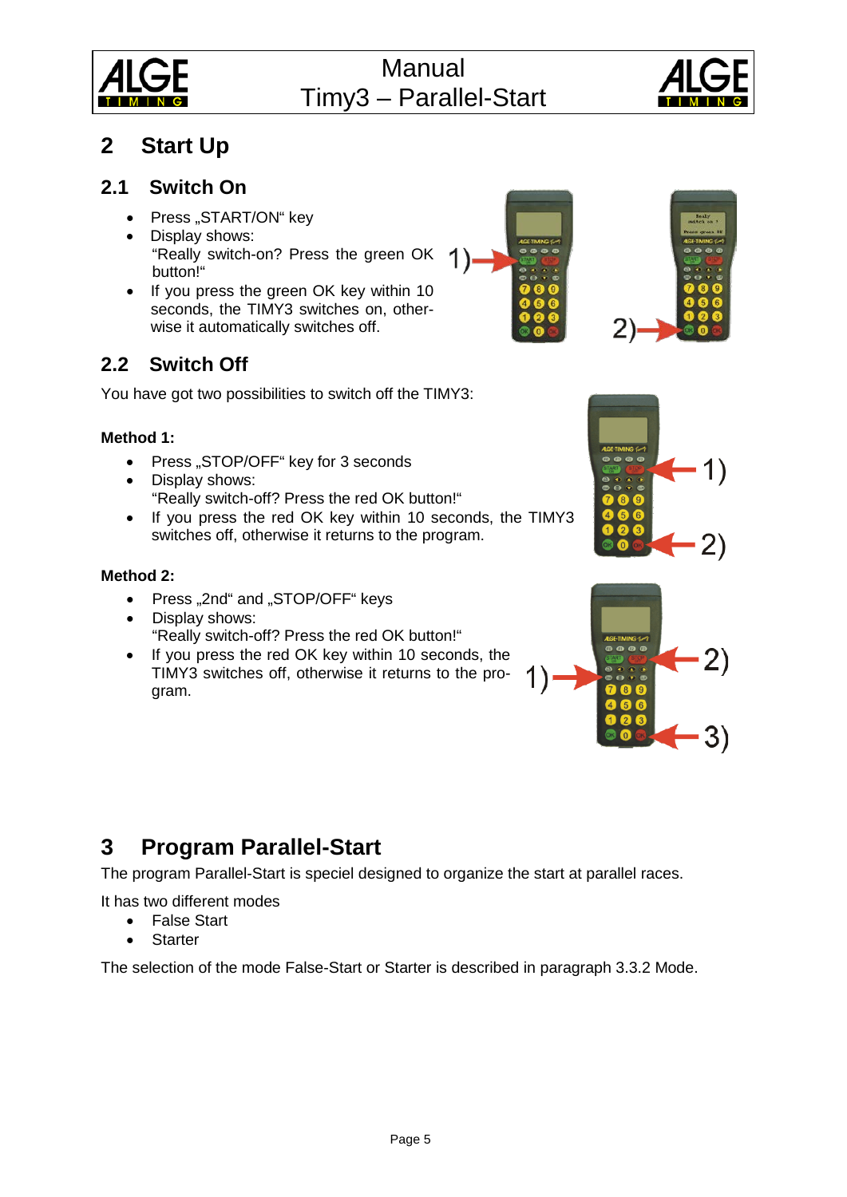# 2 Start Up

## 2.1 Switch On

- Press „START/ON“ key
- Display shows:
  “Really switch-on? Press the green OK button!“
- If you press the green OK key within 10 seconds, the TIMY3 switches on, otherwise it automatically switches off.

## 2.2 Switch Off

You have got two possibilities to switch off the TIMY3:

**Method 1:**

- Press „STOP/OFF“ key for 3 seconds
- Display shows:
  “Really switch-off? Press the red OK button!“
- If you press the red OK key within 10 seconds, the TIMY3 switches off, otherwise it returns to the program.

**Method 2:**

- Press „2nd“ and „STOP/OFF“ keys
- Display shows:
  “Really switch-off? Press the red OK button!“
- If you press the red OK key within 10 seconds, the TIMY3 switches off, otherwise it returns to the program.

# 3 Program Parallel-Start

The program Parallel-Start is speciel designed to organize the start at parallel races.

It has two different modes

- False Start
- Starter

The selection of the mode False-Start or Starter is described in paragraph 3.3.2 Mode.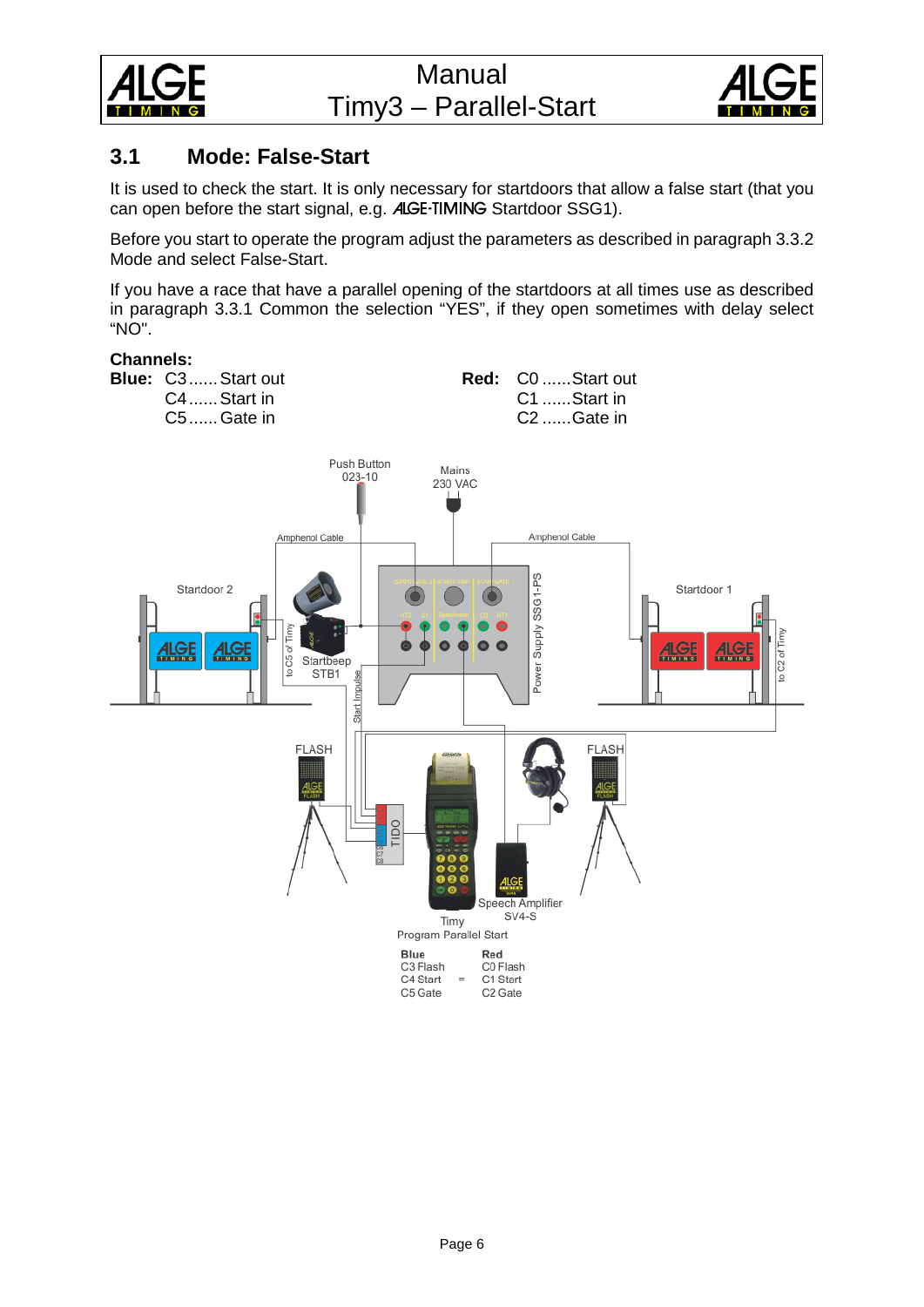## 3.1 Mode: False-Start

It is used to check the start. It is only necessary for startdoors that allow a false start (that you can open before the start signal, e.g. ALGE-TIMING Startdoor SSG1).

Before you start to operate the program adjust the parameters as described in paragraph 3.3.2 Mode and select False-Start.

If you have a race that have a parallel opening of the startdoors at all times use as described in paragraph 3.3.1 Common the selection "YES", if they open sometimes with delay select "NO".

**Channels:**

**Blue:** C3 ...... Start out
C4 ...... Start in
C5 ...... Gate in

**Red:** C0 ...... Start out
C1 ...... Start in
C2 ...... Gate in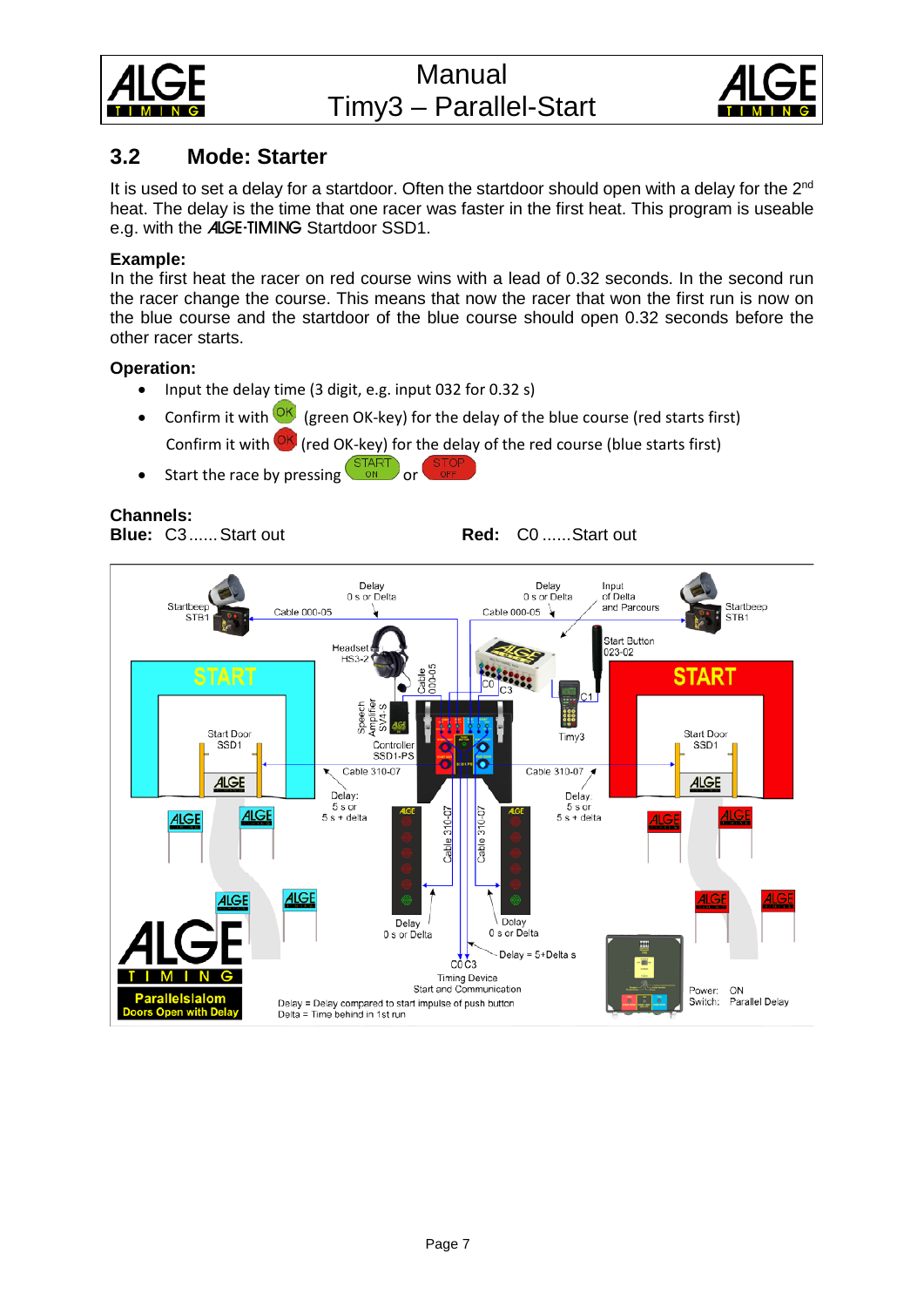## 3.2 Mode: Starter

It is used to set a delay for a startdoor. Often the startdoor should open with a delay for the 2nd heat. The delay is the time that one racer was faster in the first heat. This program is useable e.g. with the ALGE-TIMING Startdoor SSD1.

**Example:**
In the first heat the racer on red course wins with a lead of 0.32 seconds. In the second run the racer change the course. This means that now the racer that won the first run is now on the blue course and the startdoor of the blue course should open 0.32 seconds before the other racer starts.

**Operation:**

- Input the delay time (3 digit, e.g. input 032 for 0.32 s)
- Confirm it with OK (green OK-key) for the delay of the blue course (red starts first)
  Confirm it with OK (red OK-key) for the delay of the red course (blue starts first)
- Start the race by pressing START ON or STOP OFF

**Channels:**
**Blue:** C3 ...... Start out **Red:** C0 ...... Start out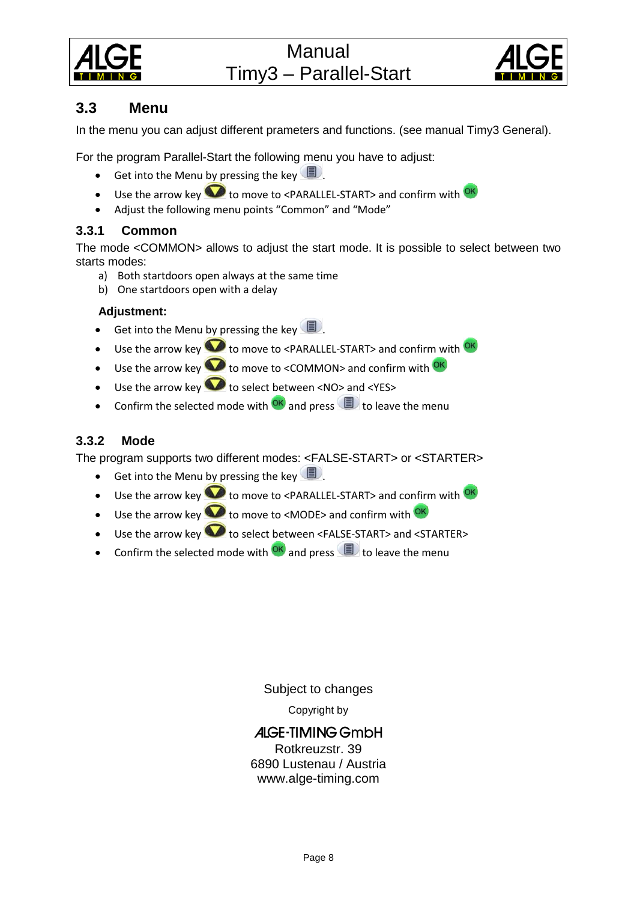## 3.3 Menu

In the menu you can adjust different prameters and functions. (see manual Timy3 General).

For the program Parallel-Start the following menu you have to adjust:

- Get into the Menu by pressing the key .
- Use the arrow key to move to <PARALLEL-START> and confirm with
- Adjust the following menu points "Common" and "Mode"

### 3.3.1 Common

The mode <COMMON> allows to adjust the start mode. It is possible to select between two starts modes:

a) Both startdoors open always at the same time
b) One startdoors open with a delay

**Adjustment:**

- Get into the Menu by pressing the key .
- Use the arrow key to move to <PARALLEL-START> and confirm with
- Use the arrow key to move to <COMMON> and confirm with
- Use the arrow key to select between <NO> and <YES>
- Confirm the selected mode with and press to leave the menu

### 3.3.2 Mode

The program supports two different modes: <FALSE-START> or <STARTER>

- Get into the Menu by pressing the key .
- Use the arrow key to move to <PARALLEL-START> and confirm with
- Use the arrow key to move to <MODE> and confirm with
- Use the arrow key to select between <FALSE-START> and <STARTER>
- Confirm the selected mode with and press to leave the menu

Subject to changes

Copyright by

**ALGE-TIMING GmbH**
Rotkreuzstr. 39
6890 Lustenau / Austria
www.alge-timing.com